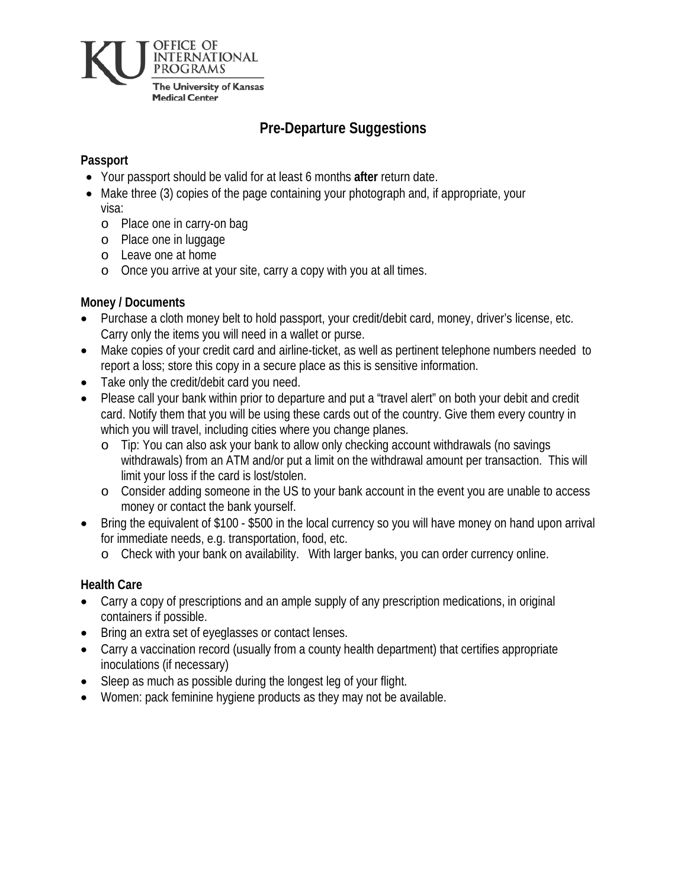KU OFFICE OF INTERNATIONAL PROGRAMS
The University of Kansas Medical Center

# Pre-Departure Suggestions

**Passport**

- Your passport should be valid for at least 6 months **after** return date.
- Make three (3) copies of the page containing your photograph and, if appropriate, your visa:
  - Place one in carry-on bag
  - Place one in luggage
  - Leave one at home
  - Once you arrive at your site, carry a copy with you at all times.

**Money / Documents**

- Purchase a cloth money belt to hold passport, your credit/debit card, money, driver's license, etc. Carry only the items you will need in a wallet or purse.
- Make copies of your credit card and airline-ticket, as well as pertinent telephone numbers needed to report a loss; store this copy in a secure place as this is sensitive information.
- Take only the credit/debit card you need.
- Please call your bank within prior to departure and put a "travel alert" on both your debit and credit card. Notify them that you will be using these cards out of the country. Give them every country in which you will travel, including cities where you change planes.
  - Tip: You can also ask your bank to allow only checking account withdrawals (no savings withdrawals) from an ATM and/or put a limit on the withdrawal amount per transaction. This will limit your loss if the card is lost/stolen.
  - Consider adding someone in the US to your bank account in the event you are unable to access money or contact the bank yourself.
- Bring the equivalent of $100 - $500 in the local currency so you will have money on hand upon arrival for immediate needs, e.g. transportation, food, etc.
  - Check with your bank on availability. With larger banks, you can order currency online.

**Health Care**

- Carry a copy of prescriptions and an ample supply of any prescription medications, in original containers if possible.
- Bring an extra set of eyeglasses or contact lenses.
- Carry a vaccination record (usually from a county health department) that certifies appropriate inoculations (if necessary)
- Sleep as much as possible during the longest leg of your flight.
- Women: pack feminine hygiene products as they may not be available.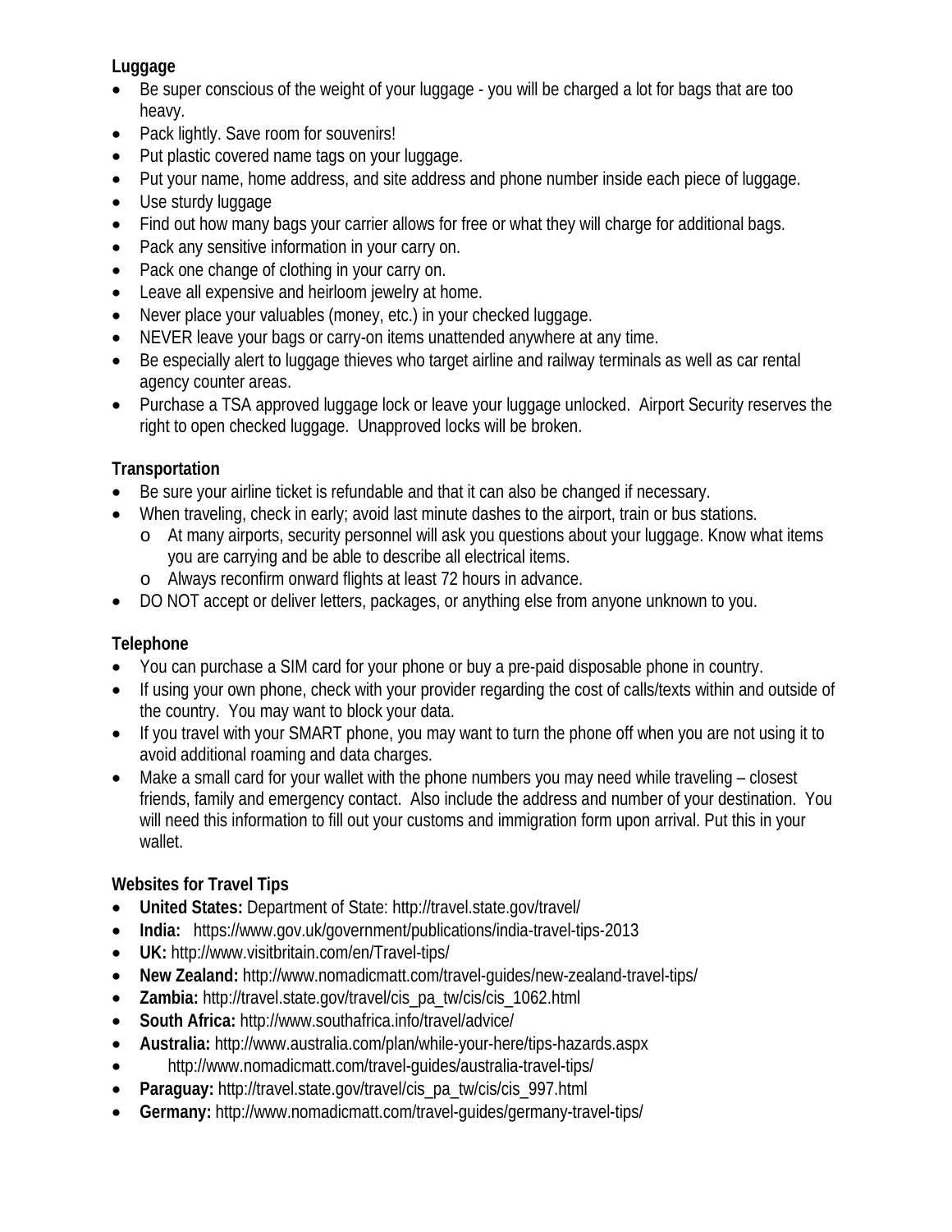**Luggage**

- Be super conscious of the weight of your luggage - you will be charged a lot for bags that are too heavy.
- Pack lightly. Save room for souvenirs!
- Put plastic covered name tags on your luggage.
- Put your name, home address, and site address and phone number inside each piece of luggage.
- Use sturdy luggage
- Find out how many bags your carrier allows for free or what they will charge for additional bags.
- Pack any sensitive information in your carry on.
- Pack one change of clothing in your carry on.
- Leave all expensive and heirloom jewelry at home.
- Never place your valuables (money, etc.) in your checked luggage.
- NEVER leave your bags or carry-on items unattended anywhere at any time.
- Be especially alert to luggage thieves who target airline and railway terminals as well as car rental agency counter areas.
- Purchase a TSA approved luggage lock or leave your luggage unlocked. Airport Security reserves the right to open checked luggage. Unapproved locks will be broken.

**Transportation**

- Be sure your airline ticket is refundable and that it can also be changed if necessary.
- When traveling, check in early; avoid last minute dashes to the airport, train or bus stations.
  - At many airports, security personnel will ask you questions about your luggage. Know what items you are carrying and be able to describe all electrical items.
  - Always reconfirm onward flights at least 72 hours in advance.
- DO NOT accept or deliver letters, packages, or anything else from anyone unknown to you.

**Telephone**

- You can purchase a SIM card for your phone or buy a pre-paid disposable phone in country.
- If using your own phone, check with your provider regarding the cost of calls/texts within and outside of the country. You may want to block your data.
- If you travel with your SMART phone, you may want to turn the phone off when you are not using it to avoid additional roaming and data charges.
- Make a small card for your wallet with the phone numbers you may need while traveling – closest friends, family and emergency contact. Also include the address and number of your destination. You will need this information to fill out your customs and immigration form upon arrival. Put this in your wallet.

**Websites for Travel Tips**

- **United States:** Department of State: http://travel.state.gov/travel/
- **India:** https://www.gov.uk/government/publications/india-travel-tips-2013
- **UK:** http://www.visitbritain.com/en/Travel-tips/
- **New Zealand:** http://www.nomadicmatt.com/travel-guides/new-zealand-travel-tips/
- **Zambia:** http://travel.state.gov/travel/cis_pa_tw/cis/cis_1062.html
- **South Africa:** http://www.southafrica.info/travel/advice/
- **Australia:** http://www.australia.com/plan/while-your-here/tips-hazards.aspx
- http://www.nomadicmatt.com/travel-guides/australia-travel-tips/
- **Paraguay:** http://travel.state.gov/travel/cis_pa_tw/cis/cis_997.html
- **Germany:** http://www.nomadicmatt.com/travel-guides/germany-travel-tips/